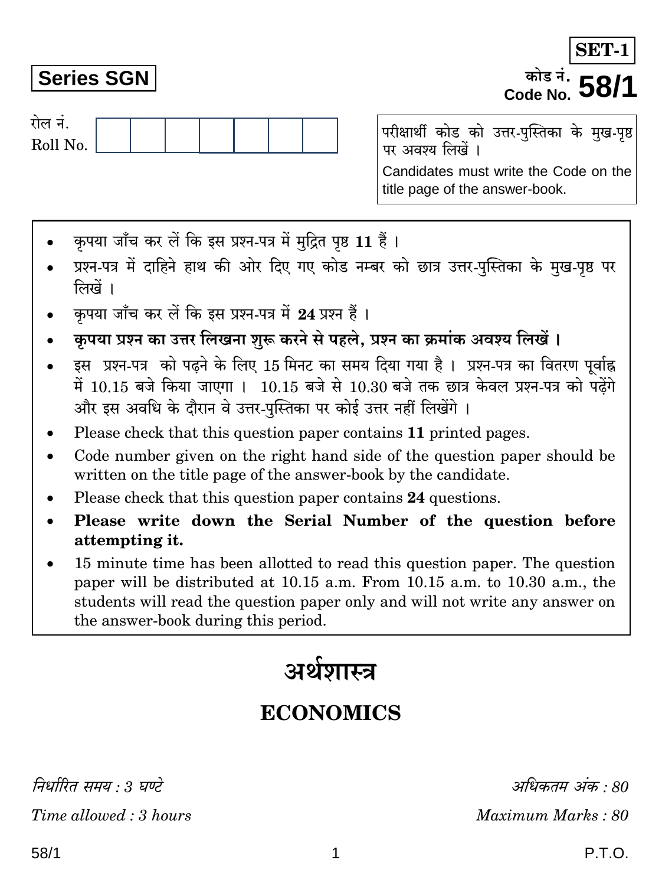**SET-1**

**Series SGN**

कोड नं.
Code No. **58/1**

रोल नं.
Roll No. | | | | | | | |

परीक्षार्थी कोड को उत्तर-पुस्तिका के मुख-पृष्ठ पर अवश्य लिखें ।

Candidates must write the Code on the title page of the answer-book.

- कृपया जाँच कर लें कि इस प्रश्न-पत्र में मुद्रित पृष्ठ **11** हैं ।
- प्रश्न-पत्र में दाहिने हाथ की ओर दिए गए कोड नम्बर को छात्र उत्तर-पुस्तिका के मुख-पृष्ठ पर लिखें ।
- कृपया जाँच कर लें कि इस प्रश्न-पत्र में **24** प्रश्न हैं ।
- **कृपया प्रश्न का उत्तर लिखना शुरू करने से पहले, प्रश्न का क्रमांक अवश्य लिखें ।**
- इस प्रश्न-पत्र को पढ़ने के लिए 15 मिनट का समय दिया गया है । प्रश्न-पत्र का वितरण पूर्वाह्न में 10.15 बजे किया जाएगा । 10.15 बजे से 10.30 बजे तक छात्र केवल प्रश्न-पत्र को पढ़ेंगे और इस अवधि के दौरान वे उत्तर-पुस्तिका पर कोई उत्तर नहीं लिखेंगे ।
- Please check that this question paper contains **11** printed pages.
- Code number given on the right hand side of the question paper should be written on the title page of the answer-book by the candidate.
- Please check that this question paper contains **24** questions.
- **Please write down the Serial Number of the question before attempting it.**
- 15 minute time has been allotted to read this question paper. The question paper will be distributed at 10.15 a.m. From 10.15 a.m. to 10.30 a.m., the students will read the question paper only and will not write any answer on the answer-book during this period.

# अर्थशास्त्र

# ECONOMICS

*निर्धारित समय : 3 घण्टे* | *अधिकतम अंक : 80*

*Time allowed : 3 hours* | *Maximum Marks : 80*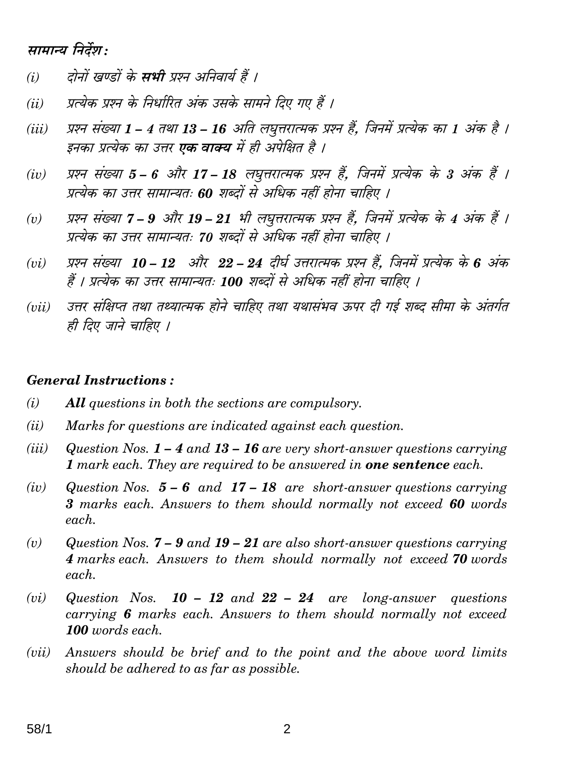*सामान्य निर्देश :*

*(i)* दोनों खण्डों के **सभी** प्रश्न अनिवार्य हैं ।

*(ii)* प्रत्येक प्रश्न के निर्धारित अंक उसके सामने दिए गए हैं ।

*(iii)* प्रश्न संख्या **1 – 4** तथा **13 – 16** अति लघुत्तरात्मक प्रश्न हैं, जिनमें प्रत्येक का **1** अंक है । इनका प्रत्येक का उत्तर **एक वाक्य** में ही अपेक्षित है ।

*(iv)* प्रश्न संख्या **5 – 6** और **17 – 18** लघुत्तरात्मक प्रश्न हैं, जिनमें प्रत्येक के **3** अंक हैं । प्रत्येक का उत्तर सामान्यतः **60** शब्दों से अधिक नहीं होना चाहिए ।

*(v)* प्रश्न संख्या **7 – 9** और **19 – 21** भी लघुत्तरात्मक प्रश्न हैं, जिनमें प्रत्येक के **4** अंक हैं । प्रत्येक का उत्तर सामान्यतः **70** शब्दों से अधिक नहीं होना चाहिए ।

*(vi)* प्रश्न संख्या **10 – 12** और **22 – 24** दीर्घ उत्तरात्मक प्रश्न हैं, जिनमें प्रत्येक के **6** अंक हैं । प्रत्येक का उत्तर सामान्यतः **100** शब्दों से अधिक नहीं होना चाहिए ।

*(vii)* उत्तर संक्षिप्त तथा तथ्यात्मक होने चाहिए तथा यथासंभव ऊपर दी गई शब्द सीमा के अंतर्गत ही दिए जाने चाहिए ।

***General Instructions :***

*(i)* ***All*** *questions in both the sections are compulsory.*

*(ii)* *Marks for questions are indicated against each question.*

*(iii)* *Question Nos.* ***1 – 4*** *and* ***13 – 16*** *are very short-answer questions carrying* ***1*** *mark each. They are required to be answered in* ***one sentence*** *each.*

*(iv)* *Question Nos.* ***5 – 6*** *and* ***17 – 18*** *are short-answer questions carrying* ***3*** *marks each. Answers to them should normally not exceed* ***60*** *words each.*

*(v)* *Question Nos.* ***7 – 9*** *and* ***19 – 21*** *are also short-answer questions carrying* ***4*** *marks each. Answers to them should normally not exceed* ***70*** *words each.*

*(vi)* *Question Nos.* ***10 – 12*** *and* ***22 – 24*** *are long-answer questions carrying* ***6*** *marks each. Answers to them should normally not exceed* ***100*** *words each.*

*(vii)* *Answers should be brief and to the point and the above word limits should be adhered to as far as possible.*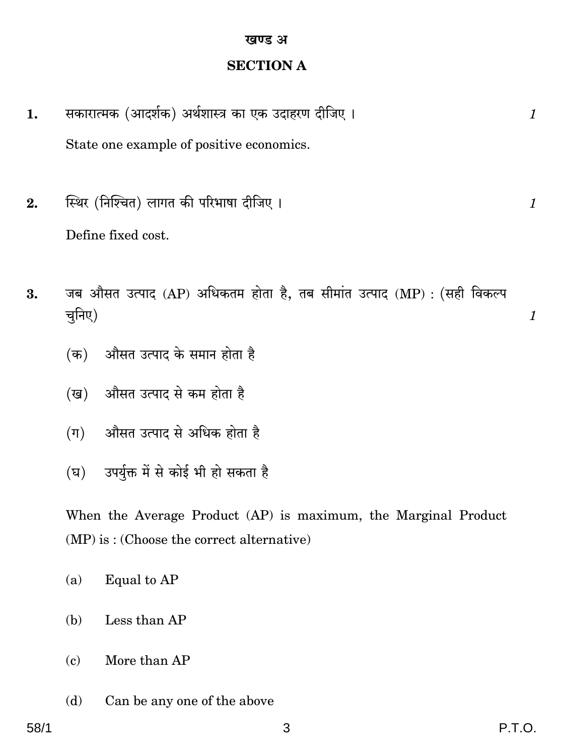## खण्ड अ

## SECTION A

**1.** सकारात्मक (आदर्शक) अर्थशास्त्र का एक उदाहरण दीजिए । *1*

State one example of positive economics.

**2.** स्थिर (निश्चित) लागत की परिभाषा दीजिए । *1*

Define fixed cost.

**3.** जब औसत उत्पाद (AP) अधिकतम होता है, तब सीमांत उत्पाद (MP) : (सही विकल्प चुनिए) *1*

(क) औसत उत्पाद के समान होता है

(ख) औसत उत्पाद से कम होता है

(ग) औसत उत्पाद से अधिक होता है

(घ) उपर्युक्त में से कोई भी हो सकता है

When the Average Product (AP) is maximum, the Marginal Product (MP) is : (Choose the correct alternative)

(a) Equal to AP

(b) Less than AP

(c) More than AP

(d) Can be any one of the above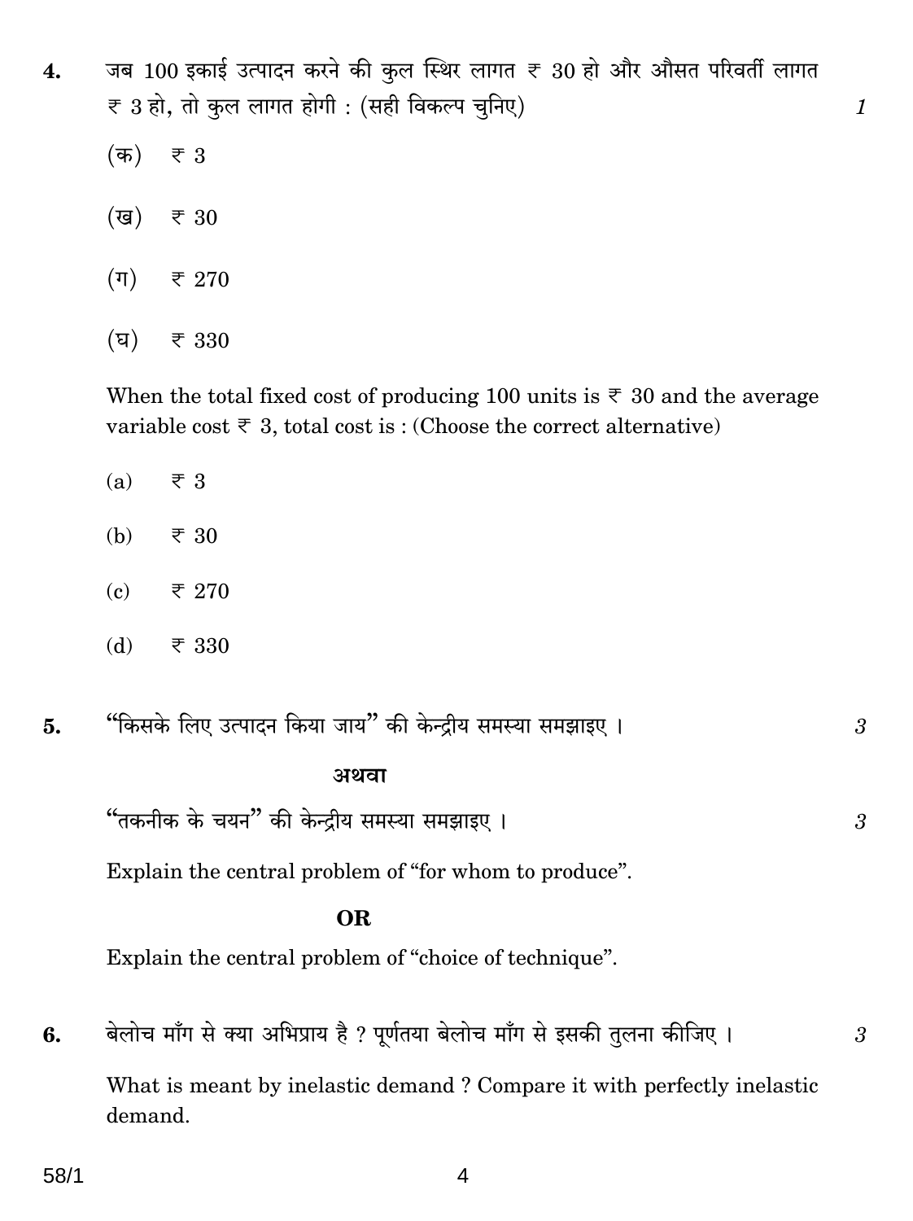4. जब 100 इकाई उत्पादन करने की कुल स्थिर लागत ₹ 30 हो और औसत परिवर्ती लागत ₹ 3 हो, तो कुल लागत होगी : (सही विकल्प चुनिए) *1*

(क) ₹ 3

(ख) ₹ 30

(ग) ₹ 270

(घ) ₹ 330

When the total fixed cost of producing 100 units is ₹ 30 and the average variable cost ₹ 3, total cost is : (Choose the correct alternative)

(a) ₹ 3

(b) ₹ 30

(c) ₹ 270

(d) ₹ 330

5. "किसके लिए उत्पादन किया जाय" की केन्द्रीय समस्या समझाइए । *3*

**अथवा**

"तकनीक के चयन" की केन्द्रीय समस्या समझाइए । *3*

Explain the central problem of "for whom to produce".

**OR**

Explain the central problem of "choice of technique".

6. बेलोच माँग से क्या अभिप्राय है ? पूर्णतया बेलोच माँग से इसकी तुलना कीजिए । *3*

What is meant by inelastic demand ? Compare it with perfectly inelastic demand.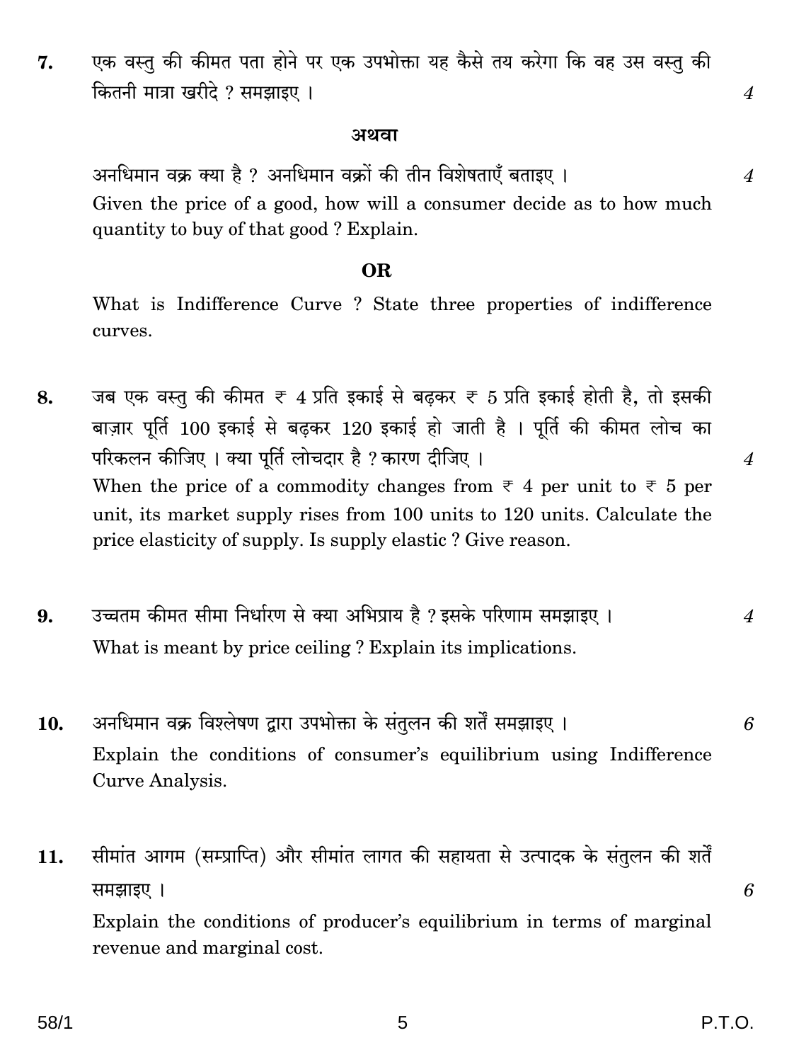7. एक वस्तु की कीमत पता होने पर एक उपभोक्ता यह कैसे तय करेगा कि वह उस वस्तु की कितनी मात्रा खरीदे ? समझाइए । 4

**अथवा**

अनधिमान वक्र क्या है ? अनधिमान वक्रों की तीन विशेषताएँ बताइए । 4

Given the price of a good, how will a consumer decide as to how much quantity to buy of that good ? Explain.

**OR**

What is Indifference Curve ? State three properties of indifference curves.

8. जब एक वस्तु की कीमत ₹ 4 प्रति इकाई से बढ़कर ₹ 5 प्रति इकाई होती है, तो इसकी बाज़ार पूर्ति 100 इकाई से बढ़कर 120 इकाई हो जाती है । पूर्ति की कीमत लोच का परिकलन कीजिए । क्या पूर्ति लोचदार है ? कारण दीजिए । 4

When the price of a commodity changes from ₹ 4 per unit to ₹ 5 per unit, its market supply rises from 100 units to 120 units. Calculate the price elasticity of supply. Is supply elastic ? Give reason.

9. उच्चतम कीमत सीमा निर्धारण से क्या अभिप्राय है ? इसके परिणाम समझाइए । 4

What is meant by price ceiling ? Explain its implications.

10. अनधिमान वक्र विश्लेषण द्वारा उपभोक्ता के संतुलन की शर्तें समझाइए । 6

Explain the conditions of consumer's equilibrium using Indifference Curve Analysis.

11. सीमांत आगम (सम्प्राप्ति) और सीमांत लागत की सहायता से उत्पादक के संतुलन की शर्तें समझाइए । 6

Explain the conditions of producer's equilibrium in terms of marginal revenue and marginal cost.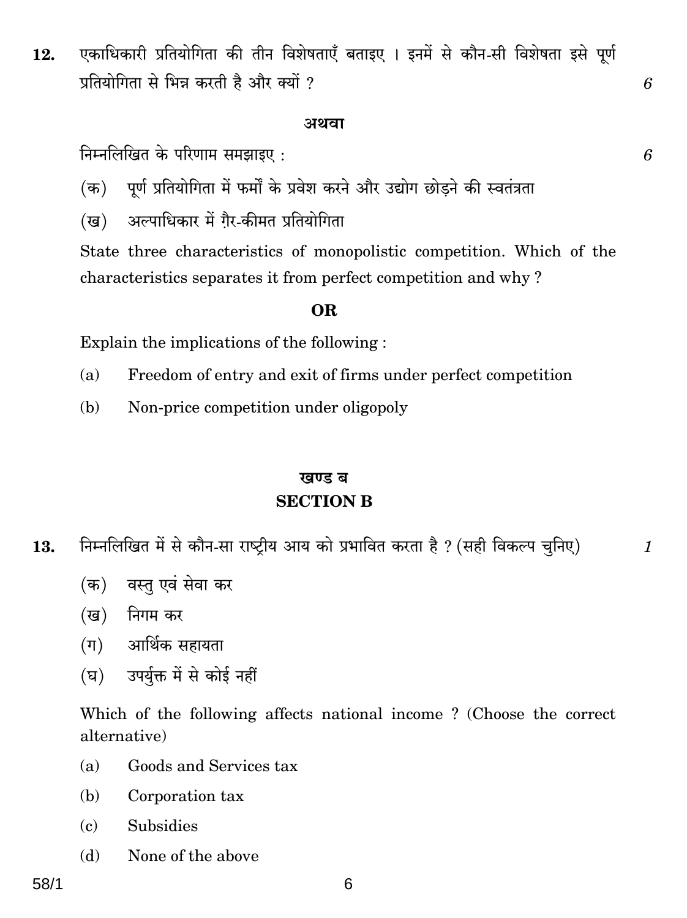12. एकाधिकारी प्रतियोगिता की तीन विशेषताएँ बताइए । इनमें से कौन-सी विशेषता इसे पूर्ण प्रतियोगिता से भिन्न करती है और क्यों ? *6*

**अथवा**

निम्नलिखित के परिणाम समझाइए : *6*

(क) पूर्ण प्रतियोगिता में फर्मों के प्रवेश करने और उद्योग छोड़ने की स्वतंत्रता

(ख) अल्पाधिकार में ग़ैर-कीमत प्रतियोगिता

State three characteristics of monopolistic competition. Which of the characteristics separates it from perfect competition and why ?

**OR**

Explain the implications of the following :

(a) Freedom of entry and exit of firms under perfect competition

(b) Non-price competition under oligopoly

## खण्ड ब
## SECTION B

13. निम्नलिखित में से कौन-सा राष्ट्रीय आय को प्रभावित करता है ? (सही विकल्प चुनिए) *1*

(क) वस्तु एवं सेवा कर

(ख) निगम कर

(ग) आर्थिक सहायता

(घ) उपर्युक्त में से कोई नहीं

Which of the following affects national income ? (Choose the correct alternative)

(a) Goods and Services tax

(b) Corporation tax

(c) Subsidies

(d) None of the above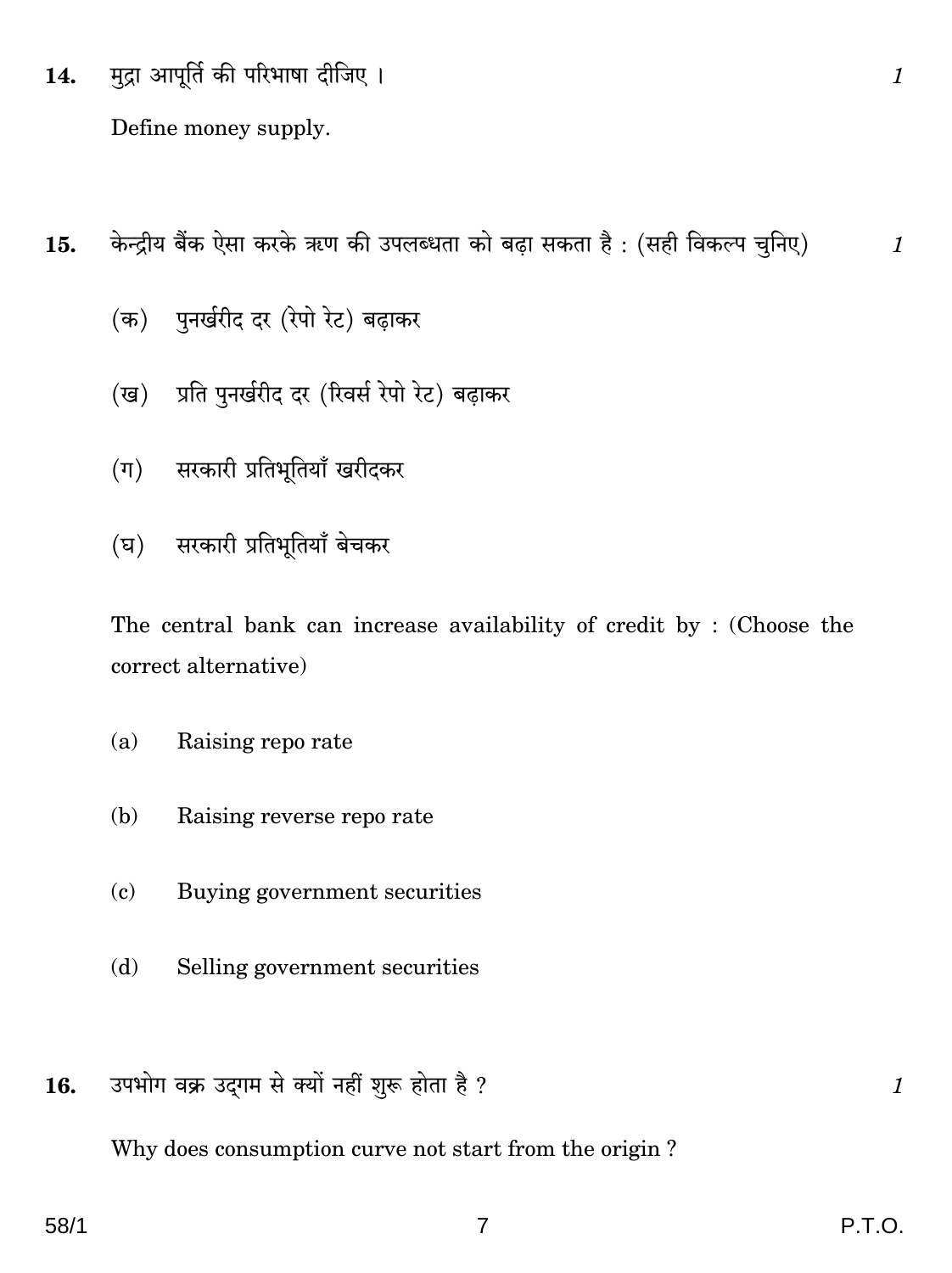**14.** मुद्रा आपूर्ति की परिभाषा दीजिए । *1*

Define money supply.

**15.** केन्द्रीय बैंक ऐसा करके ऋण की उपलब्धता को बढ़ा सकता है : (सही विकल्प चुनिए) *1*

(क) पुनर्खरीद दर (रेपो रेट) बढ़ाकर

(ख) प्रति पुनर्खरीद दर (रिवर्स रेपो रेट) बढ़ाकर

(ग) सरकारी प्रतिभूतियाँ खरीदकर

(घ) सरकारी प्रतिभूतियाँ बेचकर

The central bank can increase availability of credit by : (Choose the correct alternative)

(a) Raising repo rate

(b) Raising reverse repo rate

(c) Buying government securities

(d) Selling government securities

**16.** उपभोग वक्र उद्‌गम से क्यों नहीं शुरू होता है ? *1*

Why does consumption curve not start from the origin ?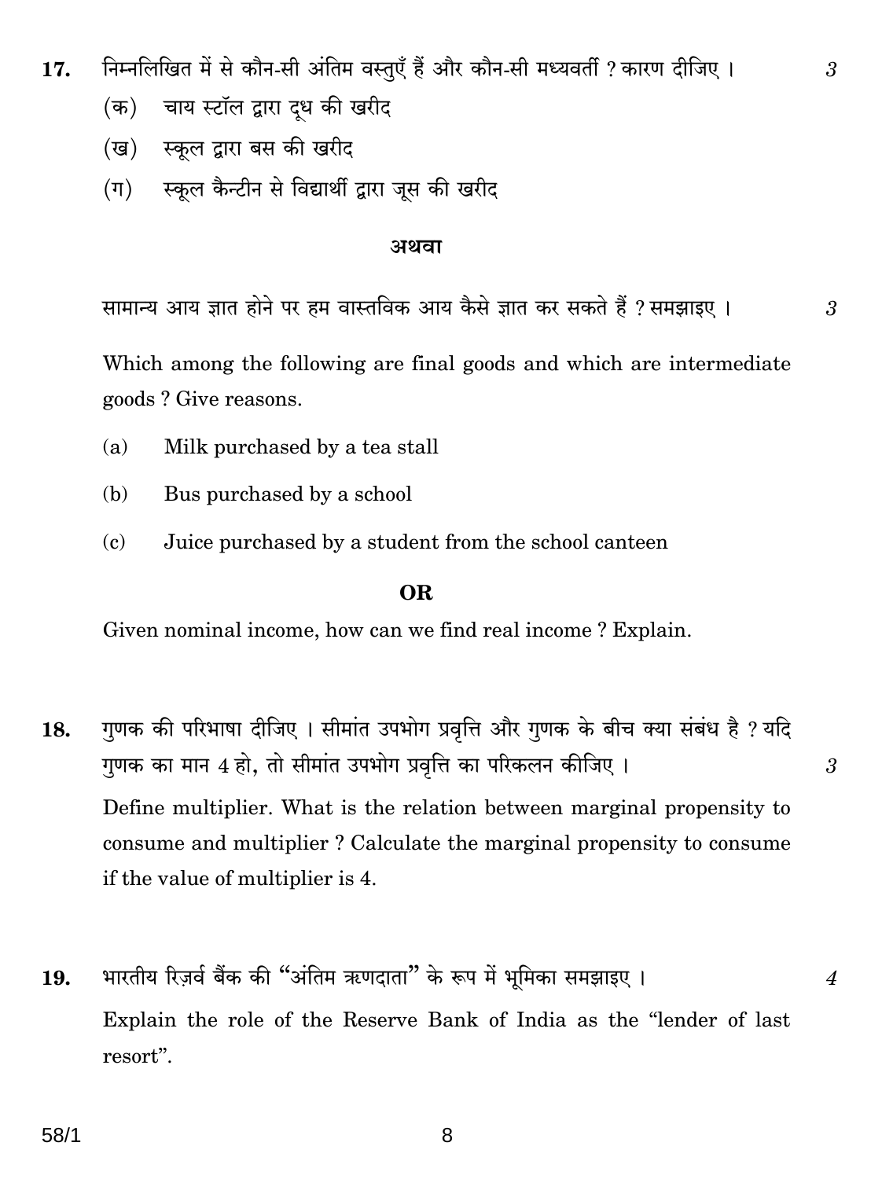17. निम्नलिखित में से कौन-सी अंतिम वस्तुएँ हैं और कौन-सी मध्यवर्ती ? कारण दीजिए । 3

(क) चाय स्टॉल द्वारा दूध की खरीद

(ख) स्कूल द्वारा बस की खरीद

(ग) स्कूल कैन्टीन से विद्यार्थी द्वारा जूस की खरीद

**अथवा**

सामान्य आय ज्ञात होने पर हम वास्तविक आय कैसे ज्ञात कर सकते हैं ? समझाइए । 3

Which among the following are final goods and which are intermediate goods ? Give reasons.

(a) Milk purchased by a tea stall

(b) Bus purchased by a school

(c) Juice purchased by a student from the school canteen

**OR**

Given nominal income, how can we find real income ? Explain.

18. गुणक की परिभाषा दीजिए । सीमांत उपभोग प्रवृत्ति और गुणक के बीच क्या संबंध है ? यदि गुणक का मान 4 हो, तो सीमांत उपभोग प्रवृत्ति का परिकलन कीजिए । 3

Define multiplier. What is the relation between marginal propensity to consume and multiplier ? Calculate the marginal propensity to consume if the value of multiplier is 4.

19. भारतीय रिज़र्व बैंक की "अंतिम ऋणदाता" के रूप में भूमिका समझाइए । 4

Explain the role of the Reserve Bank of India as the "lender of last resort".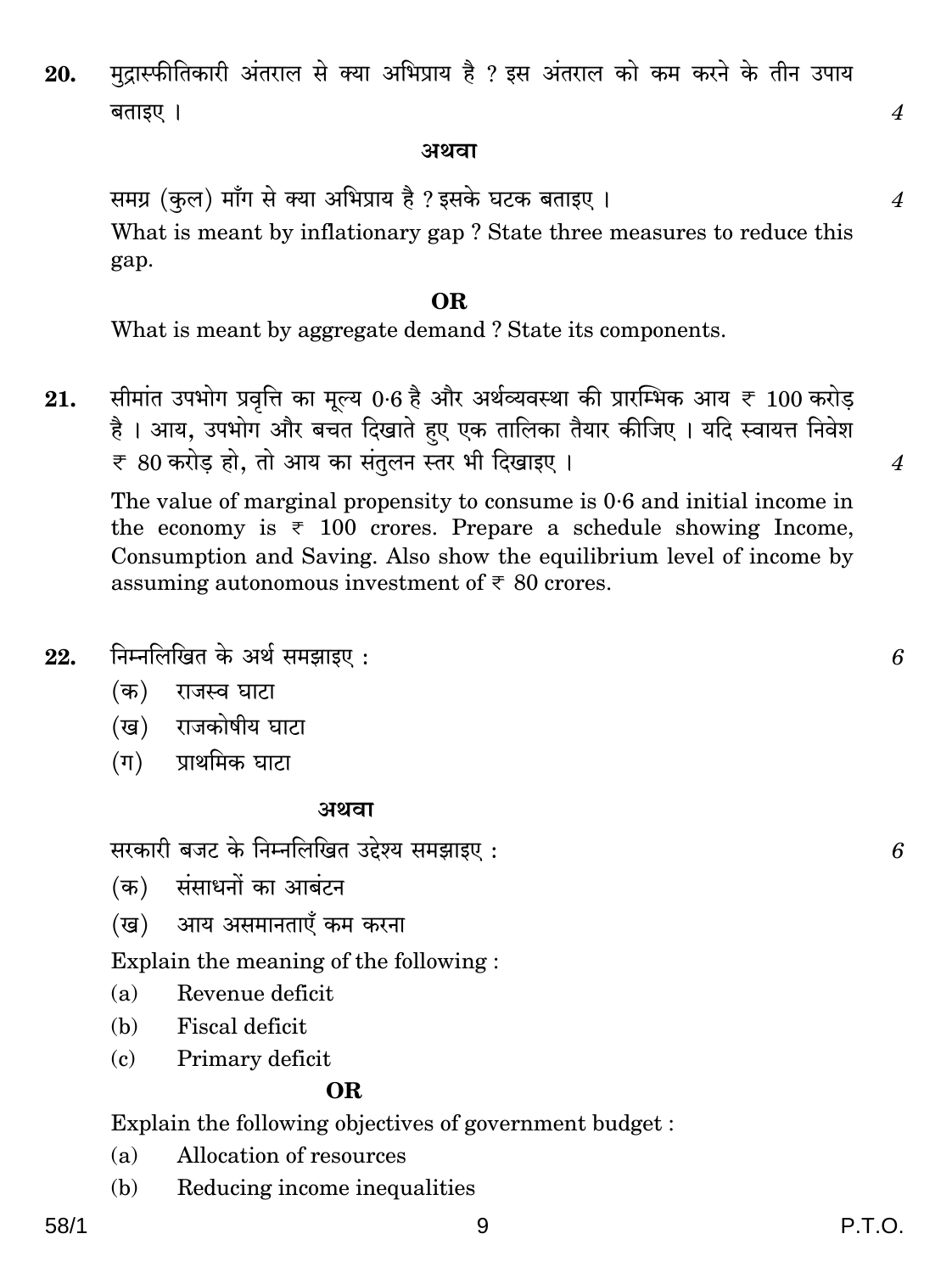**20.** मुद्रास्फीतिकारी अंतराल से क्या अभिप्राय है ? इस अंतराल को कम करने के तीन उपाय बताइए । *4*

**अथवा**

समग्र (कुल) माँग से क्या अभिप्राय है ? इसके घटक बताइए । *4*

What is meant by inflationary gap ? State three measures to reduce this gap.

**OR**

What is meant by aggregate demand ? State its components.

**21.** सीमांत उपभोग प्रवृत्ति का मूल्य 0·6 है और अर्थव्यवस्था की प्रारम्भिक आय ₹ 100 करोड़ है । आय, उपभोग और बचत दिखाते हुए एक तालिका तैयार कीजिए । यदि स्वायत्त निवेश ₹ 80 करोड़ हो, तो आय का संतुलन स्तर भी दिखाइए । *4*

The value of marginal propensity to consume is 0·6 and initial income in the economy is ₹ 100 crores. Prepare a schedule showing Income, Consumption and Saving. Also show the equilibrium level of income by assuming autonomous investment of ₹ 80 crores.

**22.** निम्नलिखित के अर्थ समझाइए : *6*

(क) राजस्व घाटा

(ख) राजकोषीय घाटा

(ग) प्राथमिक घाटा

**अथवा**

सरकारी बजट के निम्नलिखित उद्देश्य समझाइए : *6*

(क) संसाधनों का आबंटन

(ख) आय असमानताएँ कम करना

Explain the meaning of the following :

(a) Revenue deficit

(b) Fiscal deficit

(c) Primary deficit

**OR**

Explain the following objectives of government budget :

(a) Allocation of resources

(b) Reducing income inequalities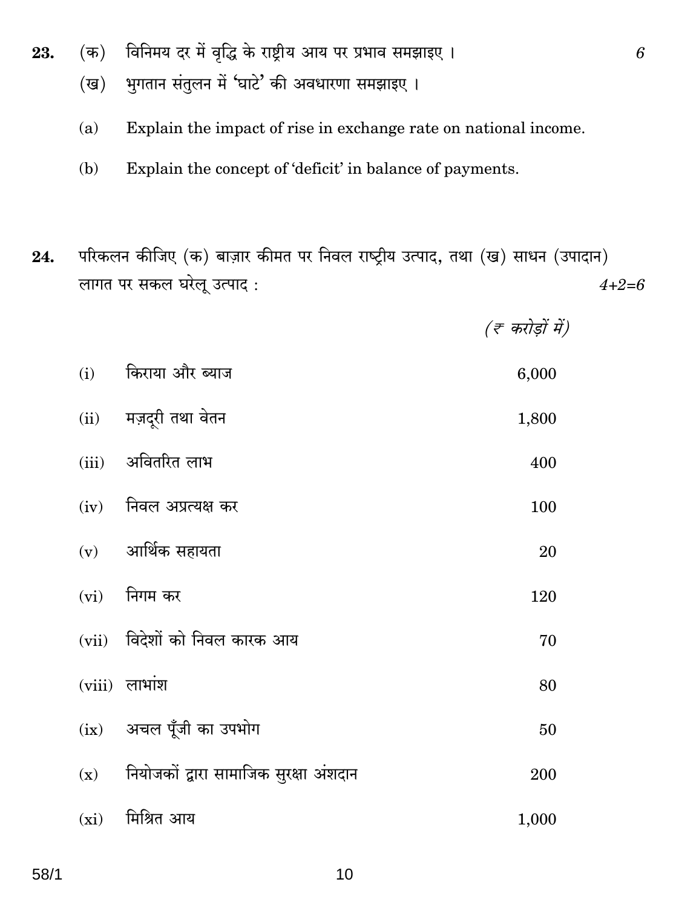23. (क) विनिमय दर में वृद्धि के राष्ट्रीय आय पर प्रभाव समझाइए । 6

(ख) भुगतान संतुलन में 'घाटे' की अवधारणा समझाइए ।

(a) Explain the impact of rise in exchange rate on national income.

(b) Explain the concept of 'deficit' in balance of payments.

24. परिकलन कीजिए (क) बाज़ार कीमत पर निवल राष्ट्रीय उत्पाद, तथा (ख) साधन (उपादान) लागत पर सकल घरेलू उत्पाद : 4+2=6

| | | *(₹ करोड़ों में)* |
|---|---|---|
| (i) | किराया और ब्याज | 6,000 |
| (ii) | मज़दूरी तथा वेतन | 1,800 |
| (iii) | अवितरित लाभ | 400 |
| (iv) | निवल अप्रत्यक्ष कर | 100 |
| (v) | आर्थिक सहायता | 20 |
| (vi) | निगम कर | 120 |
| (vii) | विदेशों को निवल कारक आय | 70 |
| (viii) | लाभांश | 80 |
| (ix) | अचल पूँजी का उपभोग | 50 |
| (x) | नियोजकों द्वारा सामाजिक सुरक्षा अंशदान | 200 |
| (xi) | मिश्रित आय | 1,000 |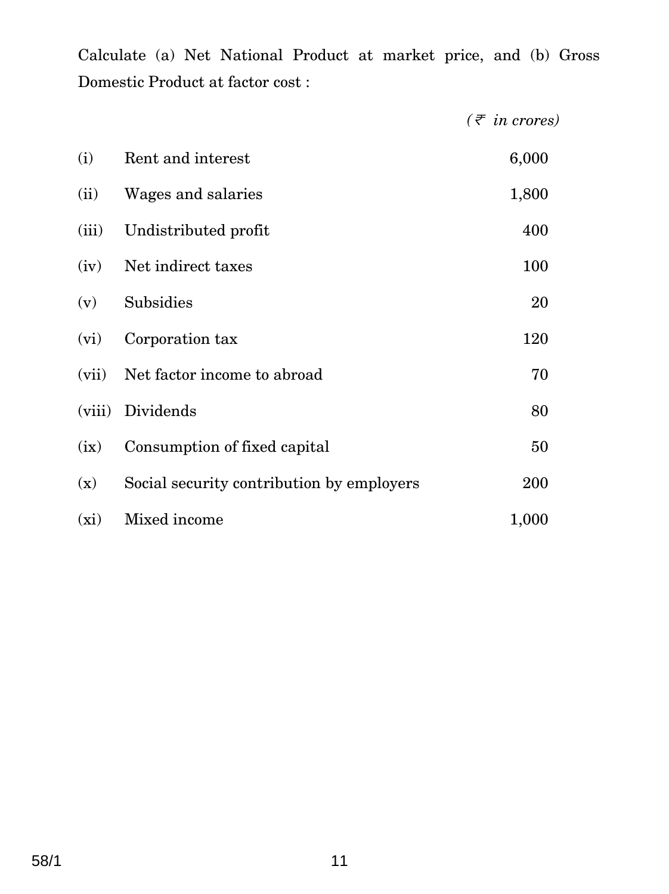Calculate (a) Net National Product at market price, and (b) Gross Domestic Product at factor cost :

| | | *(₹ in crores)* |
|---|---|---|
| (i) | Rent and interest | 6,000 |
| (ii) | Wages and salaries | 1,800 |
| (iii) | Undistributed profit | 400 |
| (iv) | Net indirect taxes | 100 |
| (v) | Subsidies | 20 |
| (vi) | Corporation tax | 120 |
| (vii) | Net factor income to abroad | 70 |
| (viii) | Dividends | 80 |
| (ix) | Consumption of fixed capital | 50 |
| (x) | Social security contribution by employers | 200 |
| (xi) | Mixed income | 1,000 |